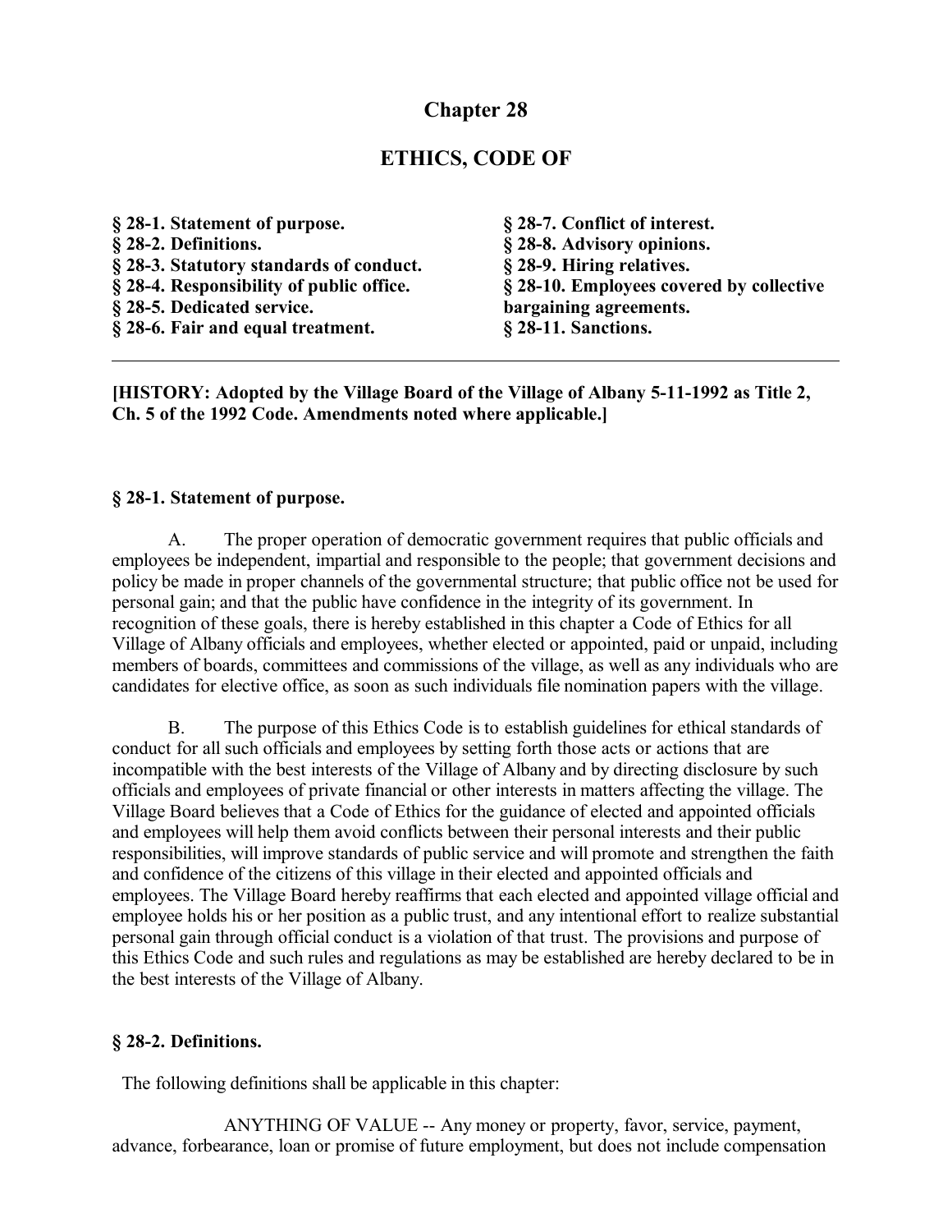# Chapter 28

## ETHICS, CODE OF

**§ 28-1. Statement of purpose.**
**§ 28-2. Definitions.**
**§ 28-3. Statutory standards of conduct.**
**§ 28-4. Responsibility of public office.**
**§ 28-5. Dedicated service.**
**§ 28-6. Fair and equal treatment.**
**§ 28-7. Conflict of interest.**
**§ 28-8. Advisory opinions.**
**§ 28-9. Hiring relatives.**
**§ 28-10. Employees covered by collective bargaining agreements.**
**§ 28-11. Sanctions.**

---

**[HISTORY: Adopted by the Village Board of the Village of Albany 5-11-1992 as Title 2, Ch. 5 of the 1992 Code. Amendments noted where applicable.]**

### § 28-1. Statement of purpose.

A. The proper operation of democratic government requires that public officials and employees be independent, impartial and responsible to the people; that government decisions and policy be made in proper channels of the governmental structure; that public office not be used for personal gain; and that the public have confidence in the integrity of its government. In recognition of these goals, there is hereby established in this chapter a Code of Ethics for all Village of Albany officials and employees, whether elected or appointed, paid or unpaid, including members of boards, committees and commissions of the village, as well as any individuals who are candidates for elective office, as soon as such individuals file nomination papers with the village.

B. The purpose of this Ethics Code is to establish guidelines for ethical standards of conduct for all such officials and employees by setting forth those acts or actions that are incompatible with the best interests of the Village of Albany and by directing disclosure by such officials and employees of private financial or other interests in matters affecting the village. The Village Board believes that a Code of Ethics for the guidance of elected and appointed officials and employees will help them avoid conflicts between their personal interests and their public responsibilities, will improve standards of public service and will promote and strengthen the faith and confidence of the citizens of this village in their elected and appointed officials and employees. The Village Board hereby reaffirms that each elected and appointed village official and employee holds his or her position as a public trust, and any intentional effort to realize substantial personal gain through official conduct is a violation of that trust. The provisions and purpose of this Ethics Code and such rules and regulations as may be established are hereby declared to be in the best interests of the Village of Albany.

### § 28-2. Definitions.

The following definitions shall be applicable in this chapter:

ANYTHING OF VALUE -- Any money or property, favor, service, payment, advance, forbearance, loan or promise of future employment, but does not include compensation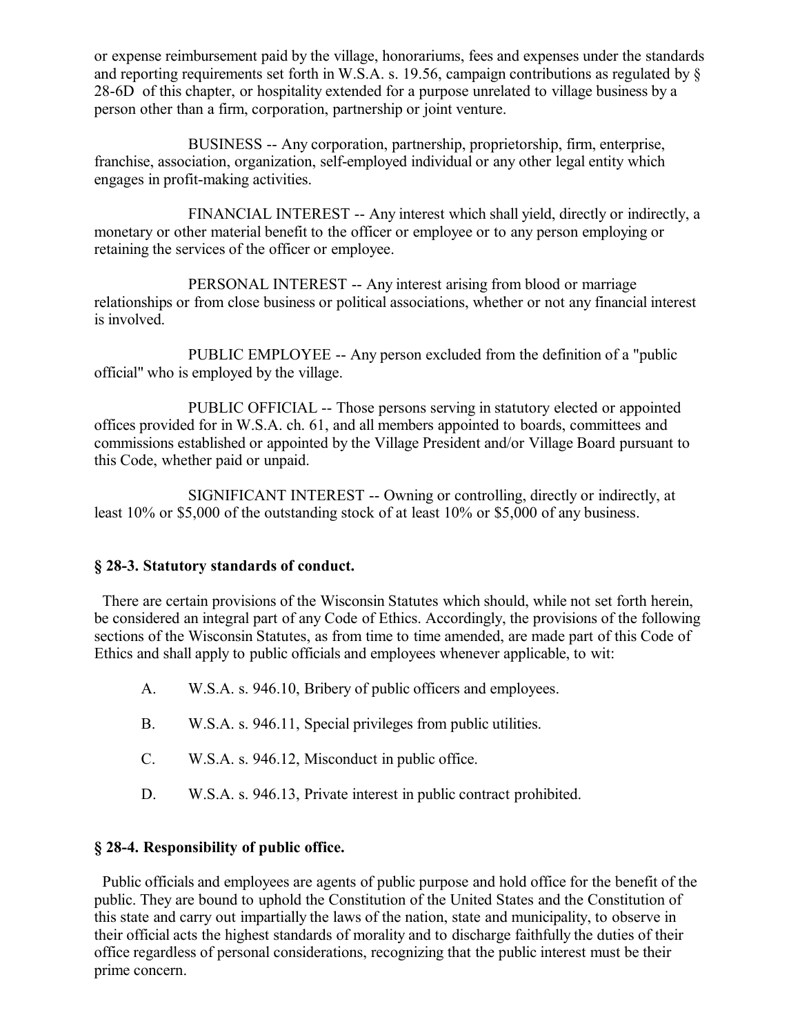or expense reimbursement paid by the village, honorariums, fees and expenses under the standards and reporting requirements set forth in W.S.A. s. 19.56, campaign contributions as regulated by § 28-6D of this chapter, or hospitality extended for a purpose unrelated to village business by a person other than a firm, corporation, partnership or joint venture.

BUSINESS -- Any corporation, partnership, proprietorship, firm, enterprise, franchise, association, organization, self-employed individual or any other legal entity which engages in profit-making activities.

FINANCIAL INTEREST -- Any interest which shall yield, directly or indirectly, a monetary or other material benefit to the officer or employee or to any person employing or retaining the services of the officer or employee.

PERSONAL INTEREST -- Any interest arising from blood or marriage relationships or from close business or political associations, whether or not any financial interest is involved.

PUBLIC EMPLOYEE -- Any person excluded from the definition of a "public official" who is employed by the village.

PUBLIC OFFICIAL -- Those persons serving in statutory elected or appointed offices provided for in W.S.A. ch. 61, and all members appointed to boards, committees and commissions established or appointed by the Village President and/or Village Board pursuant to this Code, whether paid or unpaid.

SIGNIFICANT INTEREST -- Owning or controlling, directly or indirectly, at least 10% or $5,000 of the outstanding stock of at least 10% or $5,000 of any business.

### § 28-3. Statutory standards of conduct.

There are certain provisions of the Wisconsin Statutes which should, while not set forth herein, be considered an integral part of any Code of Ethics. Accordingly, the provisions of the following sections of the Wisconsin Statutes, as from time to time amended, are made part of this Code of Ethics and shall apply to public officials and employees whenever applicable, to wit:

A. W.S.A. s. 946.10, Bribery of public officers and employees.

B. W.S.A. s. 946.11, Special privileges from public utilities.

C. W.S.A. s. 946.12, Misconduct in public office.

D. W.S.A. s. 946.13, Private interest in public contract prohibited.

### § 28-4. Responsibility of public office.

Public officials and employees are agents of public purpose and hold office for the benefit of the public. They are bound to uphold the Constitution of the United States and the Constitution of this state and carry out impartially the laws of the nation, state and municipality, to observe in their official acts the highest standards of morality and to discharge faithfully the duties of their office regardless of personal considerations, recognizing that the public interest must be their prime concern.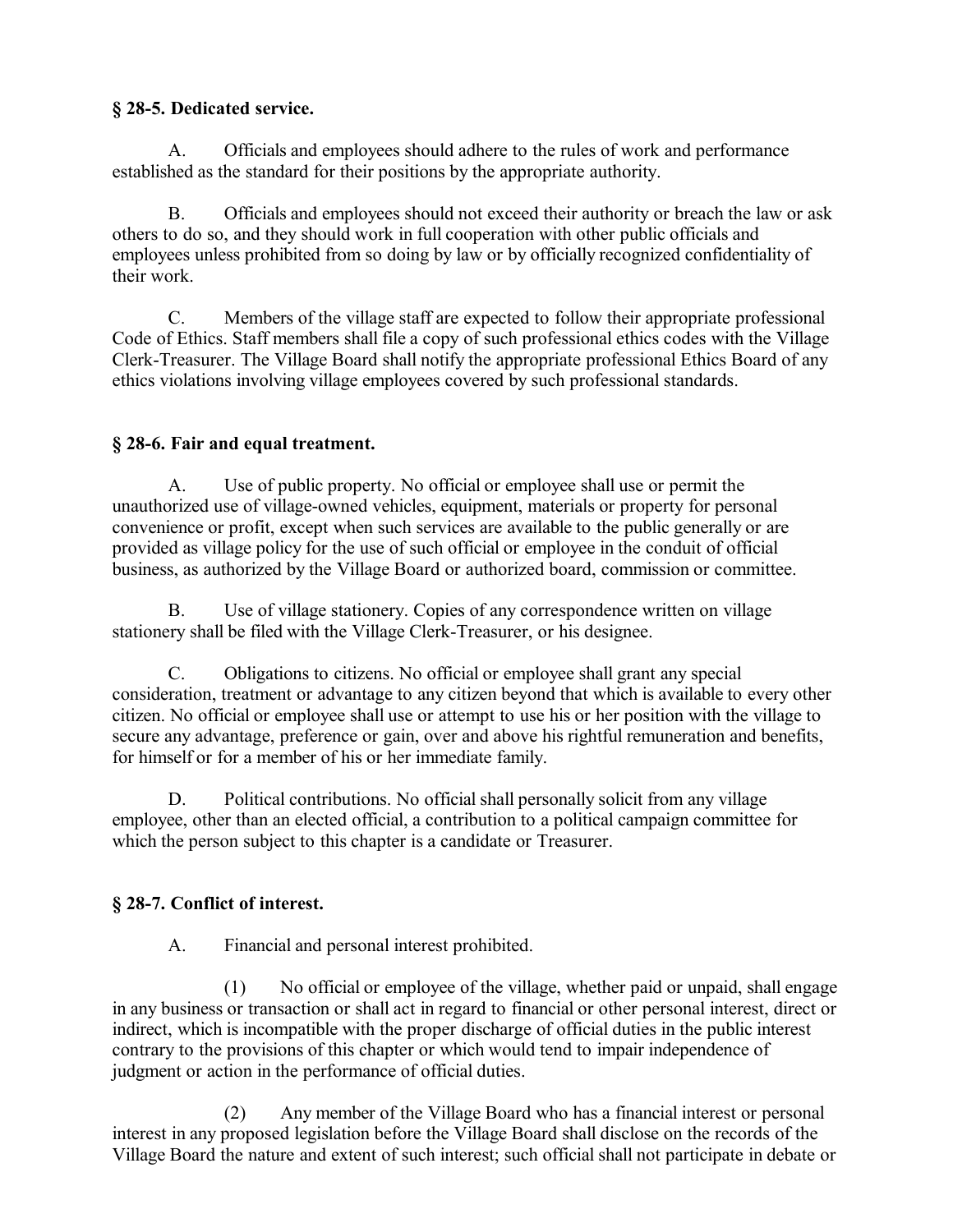### § 28-5. Dedicated service.

A. Officials and employees should adhere to the rules of work and performance established as the standard for their positions by the appropriate authority.

B. Officials and employees should not exceed their authority or breach the law or ask others to do so, and they should work in full cooperation with other public officials and employees unless prohibited from so doing by law or by officially recognized confidentiality of their work.

C. Members of the village staff are expected to follow their appropriate professional Code of Ethics. Staff members shall file a copy of such professional ethics codes with the Village Clerk-Treasurer. The Village Board shall notify the appropriate professional Ethics Board of any ethics violations involving village employees covered by such professional standards.

### § 28-6. Fair and equal treatment.

A. Use of public property. No official or employee shall use or permit the unauthorized use of village-owned vehicles, equipment, materials or property for personal convenience or profit, except when such services are available to the public generally or are provided as village policy for the use of such official or employee in the conduit of official business, as authorized by the Village Board or authorized board, commission or committee.

B. Use of village stationery. Copies of any correspondence written on village stationery shall be filed with the Village Clerk-Treasurer, or his designee.

C. Obligations to citizens. No official or employee shall grant any special consideration, treatment or advantage to any citizen beyond that which is available to every other citizen. No official or employee shall use or attempt to use his or her position with the village to secure any advantage, preference or gain, over and above his rightful remuneration and benefits, for himself or for a member of his or her immediate family.

D. Political contributions. No official shall personally solicit from any village employee, other than an elected official, a contribution to a political campaign committee for which the person subject to this chapter is a candidate or Treasurer.

### § 28-7. Conflict of interest.

A. Financial and personal interest prohibited.

(1) No official or employee of the village, whether paid or unpaid, shall engage in any business or transaction or shall act in regard to financial or other personal interest, direct or indirect, which is incompatible with the proper discharge of official duties in the public interest contrary to the provisions of this chapter or which would tend to impair independence of judgment or action in the performance of official duties.

(2) Any member of the Village Board who has a financial interest or personal interest in any proposed legislation before the Village Board shall disclose on the records of the Village Board the nature and extent of such interest; such official shall not participate in debate or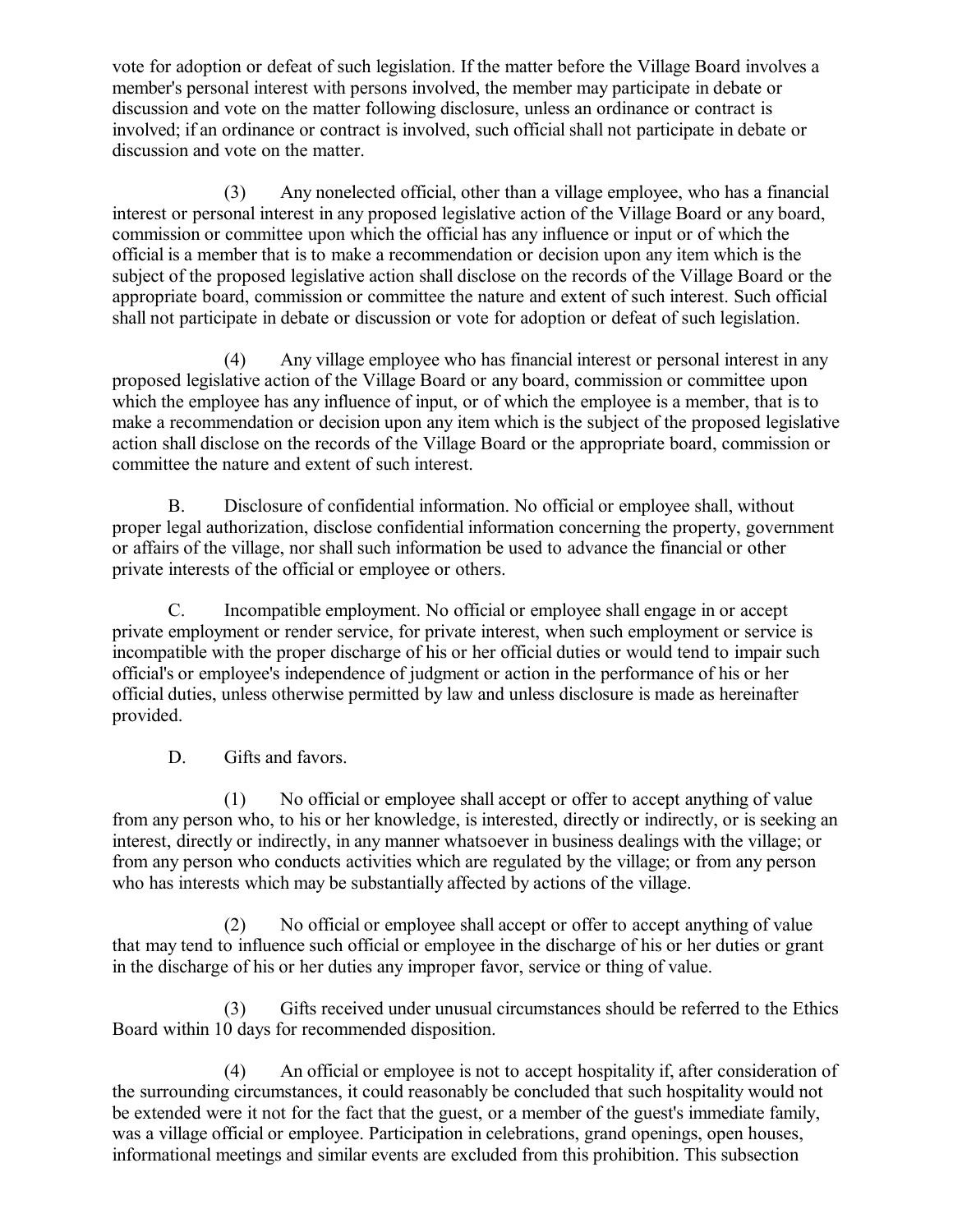vote for adoption or defeat of such legislation. If the matter before the Village Board involves a member's personal interest with persons involved, the member may participate in debate or discussion and vote on the matter following disclosure, unless an ordinance or contract is involved; if an ordinance or contract is involved, such official shall not participate in debate or discussion and vote on the matter.

(3) Any nonelected official, other than a village employee, who has a financial interest or personal interest in any proposed legislative action of the Village Board or any board, commission or committee upon which the official has any influence or input or of which the official is a member that is to make a recommendation or decision upon any item which is the subject of the proposed legislative action shall disclose on the records of the Village Board or the appropriate board, commission or committee the nature and extent of such interest. Such official shall not participate in debate or discussion or vote for adoption or defeat of such legislation.

(4) Any village employee who has financial interest or personal interest in any proposed legislative action of the Village Board or any board, commission or committee upon which the employee has any influence of input, or of which the employee is a member, that is to make a recommendation or decision upon any item which is the subject of the proposed legislative action shall disclose on the records of the Village Board or the appropriate board, commission or committee the nature and extent of such interest.

B. Disclosure of confidential information. No official or employee shall, without proper legal authorization, disclose confidential information concerning the property, government or affairs of the village, nor shall such information be used to advance the financial or other private interests of the official or employee or others.

C. Incompatible employment. No official or employee shall engage in or accept private employment or render service, for private interest, when such employment or service is incompatible with the proper discharge of his or her official duties or would tend to impair such official's or employee's independence of judgment or action in the performance of his or her official duties, unless otherwise permitted by law and unless disclosure is made as hereinafter provided.

D. Gifts and favors.

(1) No official or employee shall accept or offer to accept anything of value from any person who, to his or her knowledge, is interested, directly or indirectly, or is seeking an interest, directly or indirectly, in any manner whatsoever in business dealings with the village; or from any person who conducts activities which are regulated by the village; or from any person who has interests which may be substantially affected by actions of the village.

(2) No official or employee shall accept or offer to accept anything of value that may tend to influence such official or employee in the discharge of his or her duties or grant in the discharge of his or her duties any improper favor, service or thing of value.

(3) Gifts received under unusual circumstances should be referred to the Ethics Board within 10 days for recommended disposition.

(4) An official or employee is not to accept hospitality if, after consideration of the surrounding circumstances, it could reasonably be concluded that such hospitality would not be extended were it not for the fact that the guest, or a member of the guest's immediate family, was a village official or employee. Participation in celebrations, grand openings, open houses, informational meetings and similar events are excluded from this prohibition. This subsection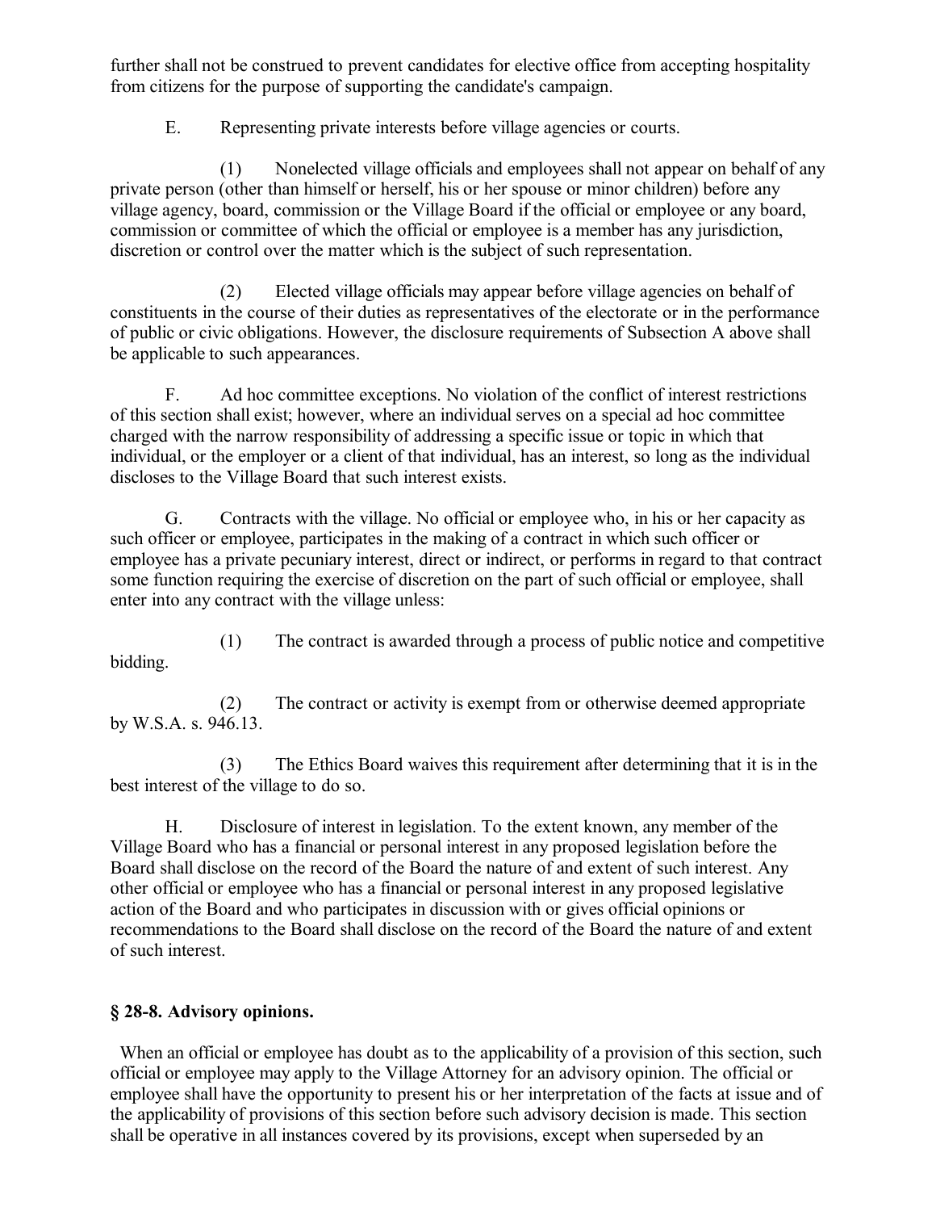further shall not be construed to prevent candidates for elective office from accepting hospitality from citizens for the purpose of supporting the candidate's campaign.

E. Representing private interests before village agencies or courts.

(1) Nonelected village officials and employees shall not appear on behalf of any private person (other than himself or herself, his or her spouse or minor children) before any village agency, board, commission or the Village Board if the official or employee or any board, commission or committee of which the official or employee is a member has any jurisdiction, discretion or control over the matter which is the subject of such representation.

(2) Elected village officials may appear before village agencies on behalf of constituents in the course of their duties as representatives of the electorate or in the performance of public or civic obligations. However, the disclosure requirements of Subsection A above shall be applicable to such appearances.

F. Ad hoc committee exceptions. No violation of the conflict of interest restrictions of this section shall exist; however, where an individual serves on a special ad hoc committee charged with the narrow responsibility of addressing a specific issue or topic in which that individual, or the employer or a client of that individual, has an interest, so long as the individual discloses to the Village Board that such interest exists.

G. Contracts with the village. No official or employee who, in his or her capacity as such officer or employee, participates in the making of a contract in which such officer or employee has a private pecuniary interest, direct or indirect, or performs in regard to that contract some function requiring the exercise of discretion on the part of such official or employee, shall enter into any contract with the village unless:

(1) The contract is awarded through a process of public notice and competitive bidding.

(2) The contract or activity is exempt from or otherwise deemed appropriate by W.S.A. s. 946.13.

(3) The Ethics Board waives this requirement after determining that it is in the best interest of the village to do so.

H. Disclosure of interest in legislation. To the extent known, any member of the Village Board who has a financial or personal interest in any proposed legislation before the Board shall disclose on the record of the Board the nature of and extent of such interest. Any other official or employee who has a financial or personal interest in any proposed legislative action of the Board and who participates in discussion with or gives official opinions or recommendations to the Board shall disclose on the record of the Board the nature of and extent of such interest.

## § 28-8. Advisory opinions.

When an official or employee has doubt as to the applicability of a provision of this section, such official or employee may apply to the Village Attorney for an advisory opinion. The official or employee shall have the opportunity to present his or her interpretation of the facts at issue and of the applicability of provisions of this section before such advisory decision is made. This section shall be operative in all instances covered by its provisions, except when superseded by an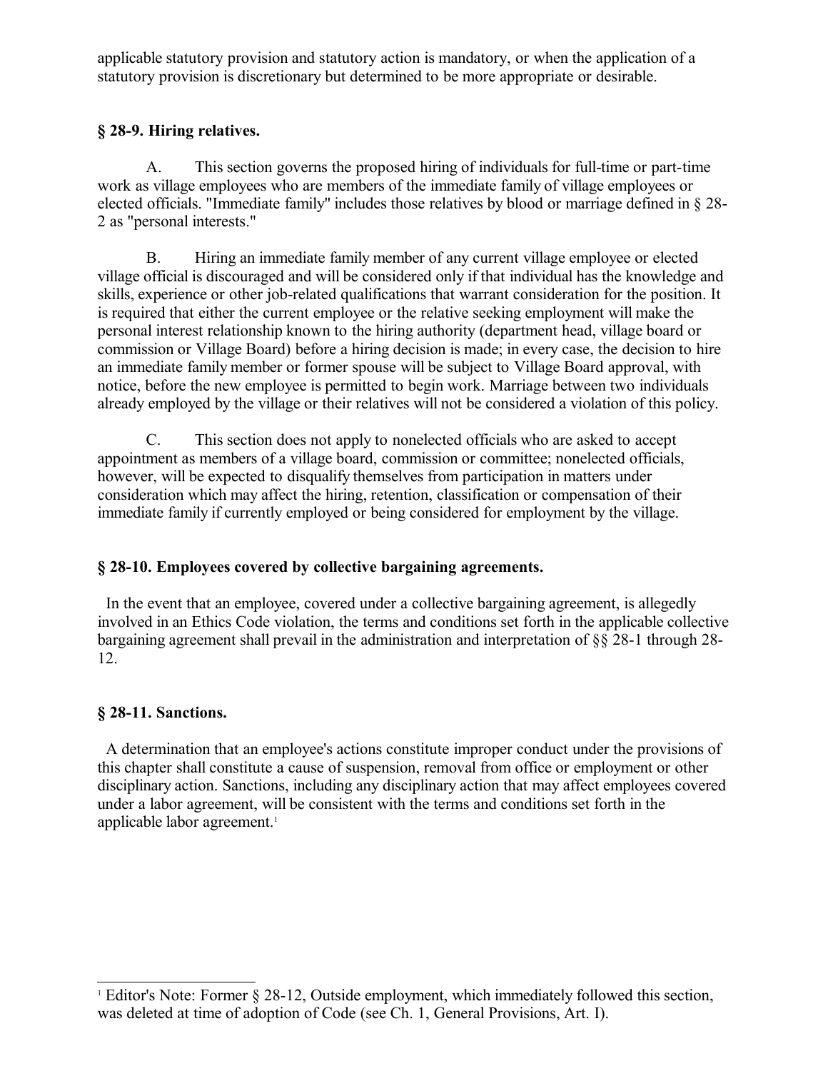applicable statutory provision and statutory action is mandatory, or when the application of a statutory provision is discretionary but determined to be more appropriate or desirable.

### § 28-9. Hiring relatives.

A. This section governs the proposed hiring of individuals for full-time or part-time work as village employees who are members of the immediate family of village employees or elected officials. "Immediate family" includes those relatives by blood or marriage defined in § 28-2 as "personal interests."

B. Hiring an immediate family member of any current village employee or elected village official is discouraged and will be considered only if that individual has the knowledge and skills, experience or other job-related qualifications that warrant consideration for the position. It is required that either the current employee or the relative seeking employment will make the personal interest relationship known to the hiring authority (department head, village board or commission or Village Board) before a hiring decision is made; in every case, the decision to hire an immediate family member or former spouse will be subject to Village Board approval, with notice, before the new employee is permitted to begin work. Marriage between two individuals already employed by the village or their relatives will not be considered a violation of this policy.

C. This section does not apply to nonelected officials who are asked to accept appointment as members of a village board, commission or committee; nonelected officials, however, will be expected to disqualify themselves from participation in matters under consideration which may affect the hiring, retention, classification or compensation of their immediate family if currently employed or being considered for employment by the village.

### § 28-10. Employees covered by collective bargaining agreements.

In the event that an employee, covered under a collective bargaining agreement, is allegedly involved in an Ethics Code violation, the terms and conditions set forth in the applicable collective bargaining agreement shall prevail in the administration and interpretation of §§ 28-1 through 28-12.

### § 28-11. Sanctions.

A determination that an employee's actions constitute improper conduct under the provisions of this chapter shall constitute a cause of suspension, removal from office or employment or other disciplinary action. Sanctions, including any disciplinary action that may affect employees covered under a labor agreement, will be consistent with the terms and conditions set forth in the applicable labor agreement.[1]

[1] Editor's Note: Former § 28-12, Outside employment, which immediately followed this section, was deleted at time of adoption of Code (see Ch. 1, General Provisions, Art. I).